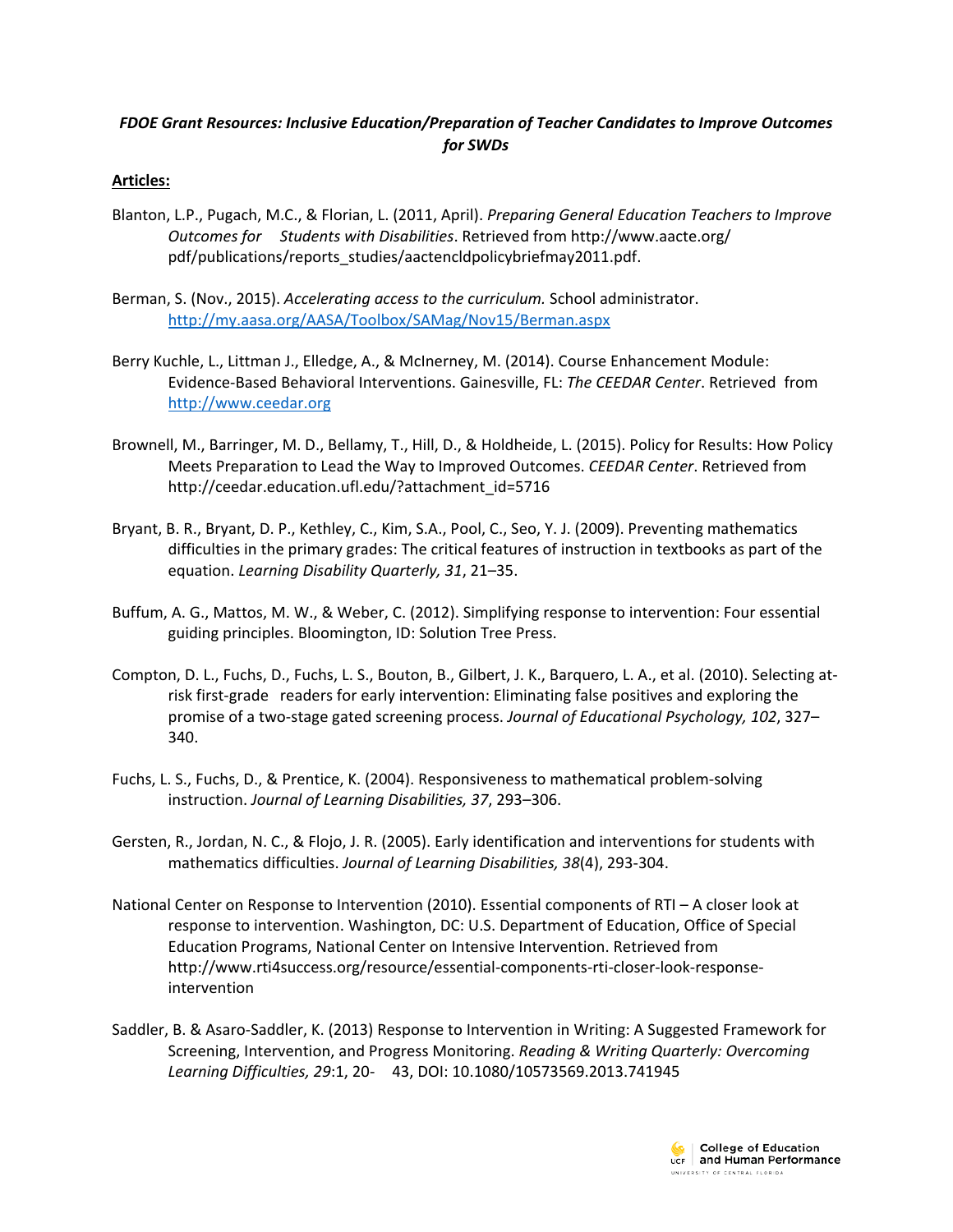***FDOE Grant Resources: Inclusive Education/Preparation of Teacher Candidates to Improve Outcomes for SWDs***

**Articles:**

Blanton, L.P., Pugach, M.C., & Florian, L. (2011, April). *Preparing General Education Teachers to Improve Outcomes for Students with Disabilities*. Retrieved from http://www.aacte.org/ pdf/publications/reports_studies/aactencldpolicybriefmay2011.pdf.

Berman, S. (Nov., 2015). *Accelerating access to the curriculum.* School administrator. http://my.aasa.org/AASA/Toolbox/SAMag/Nov15/Berman.aspx

Berry Kuchle, L., Littman J., Elledge, A., & McInerney, M. (2014). Course Enhancement Module: Evidence-Based Behavioral Interventions. Gainesville, FL: *The CEEDAR Center*. Retrieved from http://www.ceedar.org

Brownell, M., Barringer, M. D., Bellamy, T., Hill, D., & Holdheide, L. (2015). Policy for Results: How Policy Meets Preparation to Lead the Way to Improved Outcomes. *CEEDAR Center*. Retrieved from http://ceedar.education.ufl.edu/?attachment_id=5716

Bryant, B. R., Bryant, D. P., Kethley, C., Kim, S.A., Pool, C., Seo, Y. J. (2009). Preventing mathematics difficulties in the primary grades: The critical features of instruction in textbooks as part of the equation. *Learning Disability Quarterly, 31*, 21–35.

Buffum, A. G., Mattos, M. W., & Weber, C. (2012). Simplifying response to intervention: Four essential guiding principles. Bloomington, ID: Solution Tree Press.

Compton, D. L., Fuchs, D., Fuchs, L. S., Bouton, B., Gilbert, J. K., Barquero, L. A., et al. (2010). Selecting at-risk first-grade readers for early intervention: Eliminating false positives and exploring the promise of a two-stage gated screening process. *Journal of Educational Psychology, 102*, 327–340.

Fuchs, L. S., Fuchs, D., & Prentice, K. (2004). Responsiveness to mathematical problem-solving instruction. *Journal of Learning Disabilities, 37*, 293–306.

Gersten, R., Jordan, N. C., & Flojo, J. R. (2005). Early identification and interventions for students with mathematics difficulties. *Journal of Learning Disabilities, 38*(4), 293-304.

National Center on Response to Intervention (2010). Essential components of RTI – A closer look at response to intervention. Washington, DC: U.S. Department of Education, Office of Special Education Programs, National Center on Intensive Intervention. Retrieved from http://www.rti4success.org/resource/essential-components-rti-closer-look-response-intervention

Saddler, B. & Asaro-Saddler, K. (2013) Response to Intervention in Writing: A Suggested Framework for Screening, Intervention, and Progress Monitoring. *Reading & Writing Quarterly: Overcoming Learning Difficulties, 29*:1, 20- 43, DOI: 10.1080/10573569.2013.741945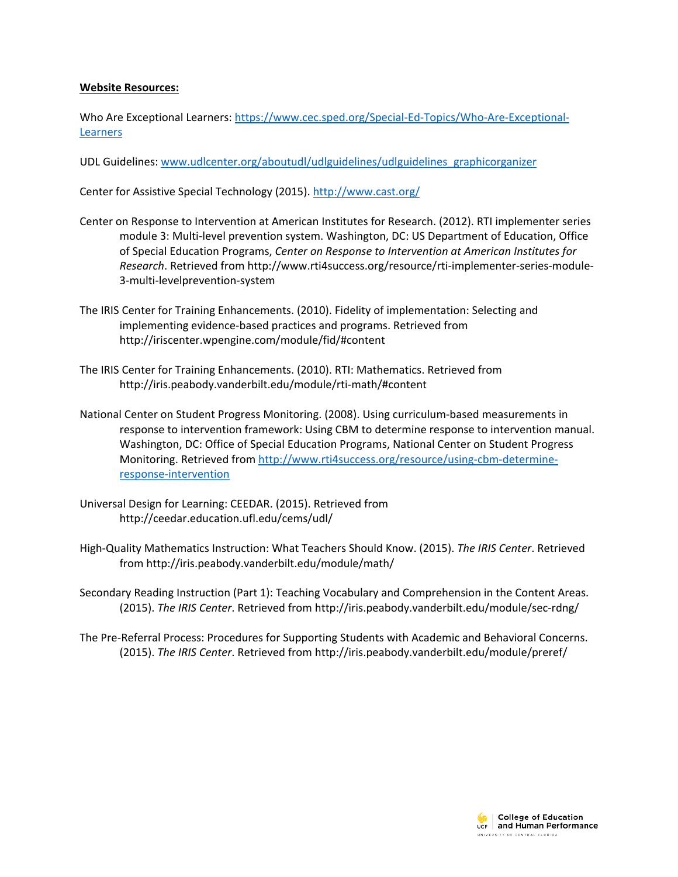**Website Resources:**

Who Are Exceptional Learners: [https://www.cec.sped.org/Special-Ed-Topics/Who-Are-Exceptional-Learners](https://www.cec.sped.org/Special-Ed-Topics/Who-Are-Exceptional-Learners)

UDL Guidelines: [www.udlcenter.org/aboutudl/udlguidelines/udlguidelines_graphicorganizer](www.udlcenter.org/aboutudl/udlguidelines/udlguidelines_graphicorganizer)

Center for Assistive Special Technology (2015). [http://www.cast.org/](http://www.cast.org/)

Center on Response to Intervention at American Institutes for Research. (2012). RTI implementer series module 3: Multi-level prevention system. Washington, DC: US Department of Education, Office of Special Education Programs, *Center on Response to Intervention at American Institutes for Research*. Retrieved from http://www.rti4success.org/resource/rti-implementer-series-module-3-multi-levelprevention-system

The IRIS Center for Training Enhancements. (2010). Fidelity of implementation: Selecting and implementing evidence-based practices and programs. Retrieved from http://iriscenter.wpengine.com/module/fid/#content

The IRIS Center for Training Enhancements. (2010). RTI: Mathematics. Retrieved from http://iris.peabody.vanderbilt.edu/module/rti-math/#content

National Center on Student Progress Monitoring. (2008). Using curriculum-based measurements in response to intervention framework: Using CBM to determine response to intervention manual. Washington, DC: Office of Special Education Programs, National Center on Student Progress Monitoring. Retrieved from [http://www.rti4success.org/resource/using-cbm-determine-response-intervention](http://www.rti4success.org/resource/using-cbm-determine-response-intervention)

Universal Design for Learning: CEEDAR. (2015). Retrieved from http://ceedar.education.ufl.edu/cems/udl/

High-Quality Mathematics Instruction: What Teachers Should Know. (2015). *The IRIS Center*. Retrieved from http://iris.peabody.vanderbilt.edu/module/math/

Secondary Reading Instruction (Part 1): Teaching Vocabulary and Comprehension in the Content Areas. (2015). *The IRIS Center*. Retrieved from http://iris.peabody.vanderbilt.edu/module/sec-rdng/

The Pre-Referral Process: Procedures for Supporting Students with Academic and Behavioral Concerns. (2015). *The IRIS Center*. Retrieved from http://iris.peabody.vanderbilt.edu/module/preref/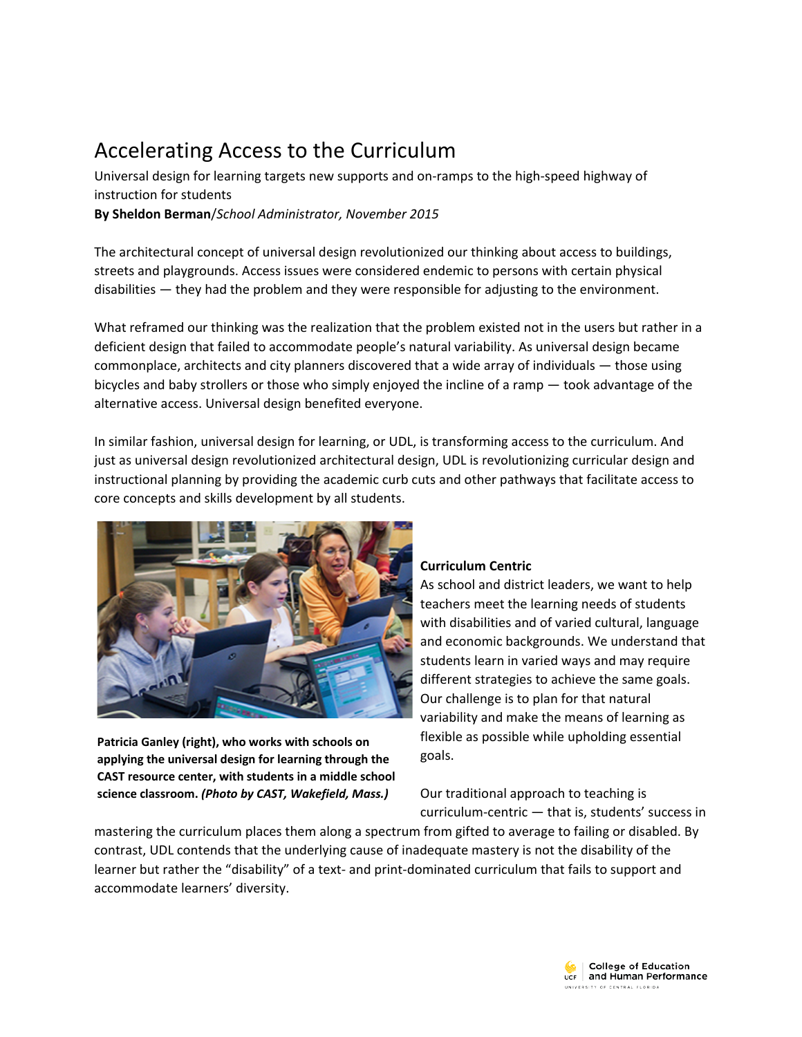# Accelerating Access to the Curriculum

Universal design for learning targets new supports and on-ramps to the high-speed highway of instruction for students

**By Sheldon Berman**/*School Administrator, November 2015*

The architectural concept of universal design revolutionized our thinking about access to buildings, streets and playgrounds. Access issues were considered endemic to persons with certain physical disabilities — they had the problem and they were responsible for adjusting to the environment.

What reframed our thinking was the realization that the problem existed not in the users but rather in a deficient design that failed to accommodate people's natural variability. As universal design became commonplace, architects and city planners discovered that a wide array of individuals — those using bicycles and baby strollers or those who simply enjoyed the incline of a ramp — took advantage of the alternative access. Universal design benefited everyone.

In similar fashion, universal design for learning, or UDL, is transforming access to the curriculum. And just as universal design revolutionized architectural design, UDL is revolutionizing curricular design and instructional planning by providing the academic curb cuts and other pathways that facilitate access to core concepts and skills development by all students.

**Patricia Ganley (right), who works with schools on applying the universal design for learning through the CAST resource center, with students in a middle school science classroom.** ***(Photo by CAST, Wakefield, Mass.)***

**Curriculum Centric**

As school and district leaders, we want to help teachers meet the learning needs of students with disabilities and of varied cultural, language and economic backgrounds. We understand that students learn in varied ways and may require different strategies to achieve the same goals. Our challenge is to plan for that natural variability and make the means of learning as flexible as possible while upholding essential goals.

Our traditional approach to teaching is curriculum-centric — that is, students' success in mastering the curriculum places them along a spectrum from gifted to average to failing or disabled. By contrast, UDL contends that the underlying cause of inadequate mastery is not the disability of the learner but rather the "disability" of a text- and print-dominated curriculum that fails to support and accommodate learners' diversity.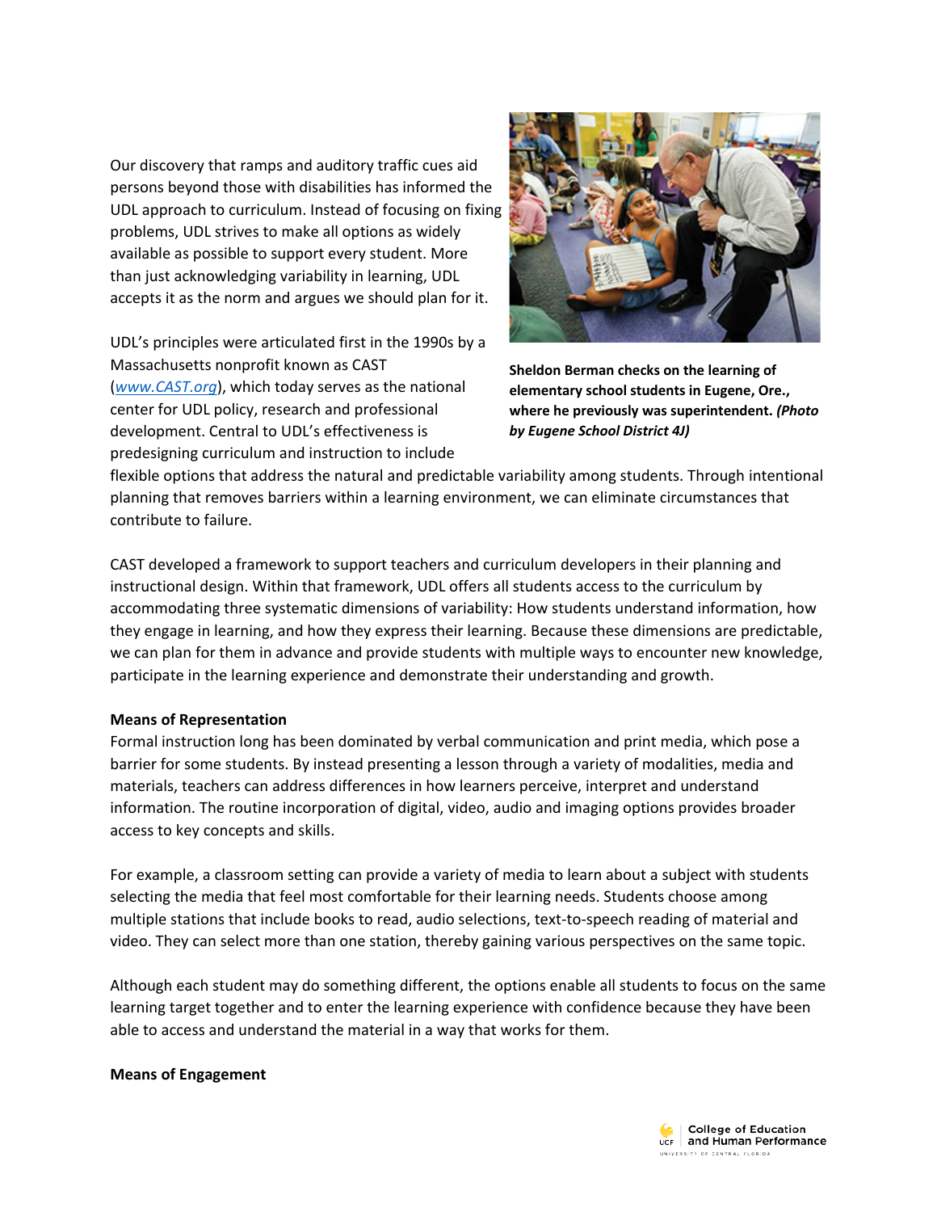Our discovery that ramps and auditory traffic cues aid persons beyond those with disabilities has informed the UDL approach to curriculum. Instead of focusing on fixing problems, UDL strives to make all options as widely available as possible to support every student. More than just acknowledging variability in learning, UDL accepts it as the norm and argues we should plan for it.

**Sheldon Berman checks on the learning of elementary school students in Eugene, Ore., where he previously was superintendent.** ***(Photo by Eugene School District 4J)***

UDL's principles were articulated first in the 1990s by a Massachusetts nonprofit known as CAST (*[www.CAST.org](http://www.CAST.org)*), which today serves as the national center for UDL policy, research and professional development. Central to UDL's effectiveness is predesigning curriculum and instruction to include flexible options that address the natural and predictable variability among students. Through intentional planning that removes barriers within a learning environment, we can eliminate circumstances that contribute to failure.

CAST developed a framework to support teachers and curriculum developers in their planning and instructional design. Within that framework, UDL offers all students access to the curriculum by accommodating three systematic dimensions of variability: How students understand information, how they engage in learning, and how they express their learning. Because these dimensions are predictable, we can plan for them in advance and provide students with multiple ways to encounter new knowledge, participate in the learning experience and demonstrate their understanding and growth.

**Means of Representation**

Formal instruction long has been dominated by verbal communication and print media, which pose a barrier for some students. By instead presenting a lesson through a variety of modalities, media and materials, teachers can address differences in how learners perceive, interpret and understand information. The routine incorporation of digital, video, audio and imaging options provides broader access to key concepts and skills.

For example, a classroom setting can provide a variety of media to learn about a subject with students selecting the media that feel most comfortable for their learning needs. Students choose among multiple stations that include books to read, audio selections, text-to-speech reading of material and video. They can select more than one station, thereby gaining various perspectives on the same topic.

Although each student may do something different, the options enable all students to focus on the same learning target together and to enter the learning experience with confidence because they have been able to access and understand the material in a way that works for them.

**Means of Engagement**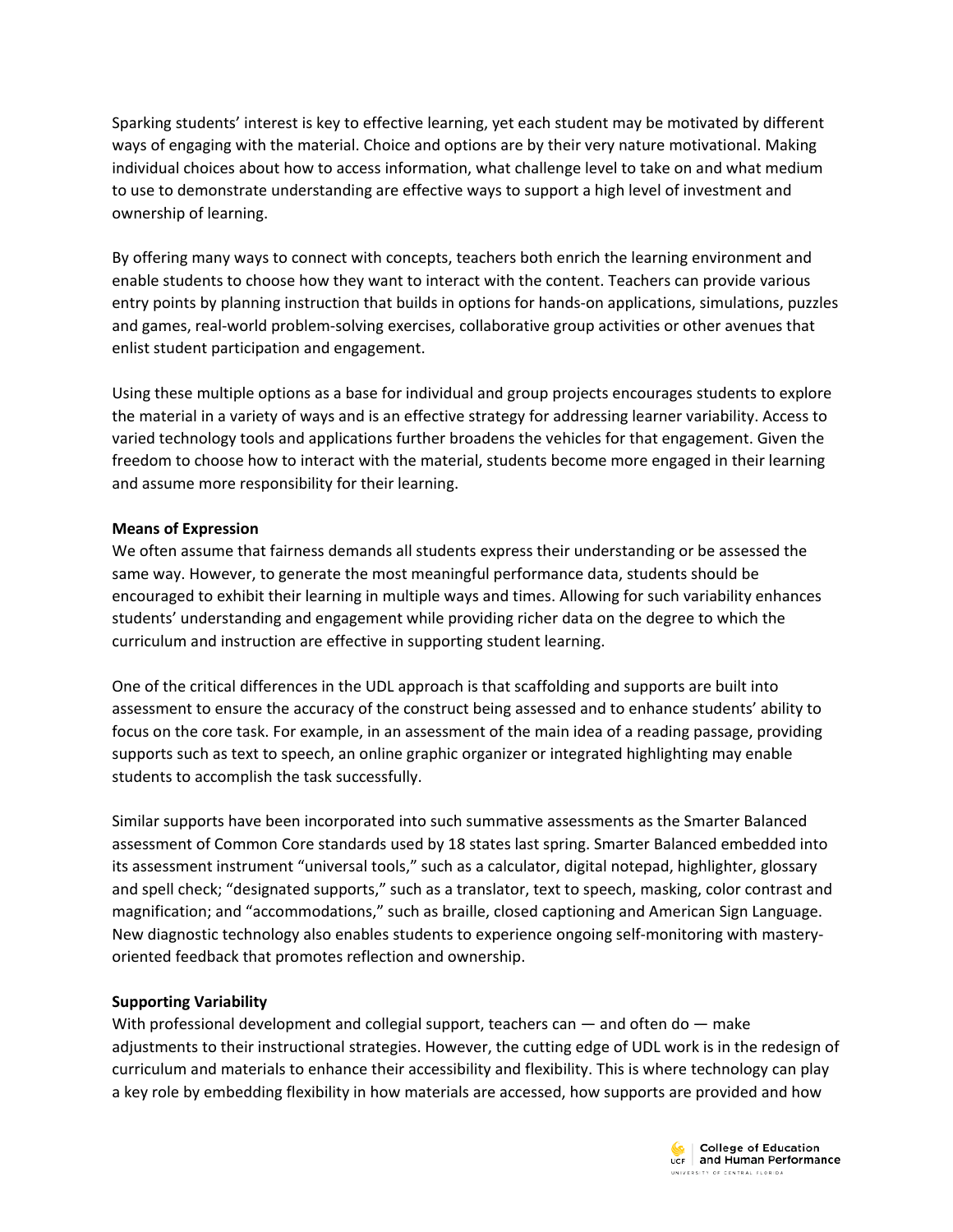Sparking students' interest is key to effective learning, yet each student may be motivated by different ways of engaging with the material. Choice and options are by their very nature motivational. Making individual choices about how to access information, what challenge level to take on and what medium to use to demonstrate understanding are effective ways to support a high level of investment and ownership of learning.

By offering many ways to connect with concepts, teachers both enrich the learning environment and enable students to choose how they want to interact with the content. Teachers can provide various entry points by planning instruction that builds in options for hands-on applications, simulations, puzzles and games, real-world problem-solving exercises, collaborative group activities or other avenues that enlist student participation and engagement.

Using these multiple options as a base for individual and group projects encourages students to explore the material in a variety of ways and is an effective strategy for addressing learner variability. Access to varied technology tools and applications further broadens the vehicles for that engagement. Given the freedom to choose how to interact with the material, students become more engaged in their learning and assume more responsibility for their learning.

**Means of Expression**

We often assume that fairness demands all students express their understanding or be assessed the same way. However, to generate the most meaningful performance data, students should be encouraged to exhibit their learning in multiple ways and times. Allowing for such variability enhances students' understanding and engagement while providing richer data on the degree to which the curriculum and instruction are effective in supporting student learning.

One of the critical differences in the UDL approach is that scaffolding and supports are built into assessment to ensure the accuracy of the construct being assessed and to enhance students' ability to focus on the core task. For example, in an assessment of the main idea of a reading passage, providing supports such as text to speech, an online graphic organizer or integrated highlighting may enable students to accomplish the task successfully.

Similar supports have been incorporated into such summative assessments as the Smarter Balanced assessment of Common Core standards used by 18 states last spring. Smarter Balanced embedded into its assessment instrument "universal tools," such as a calculator, digital notepad, highlighter, glossary and spell check; "designated supports," such as a translator, text to speech, masking, color contrast and magnification; and "accommodations," such as braille, closed captioning and American Sign Language. New diagnostic technology also enables students to experience ongoing self-monitoring with mastery-oriented feedback that promotes reflection and ownership.

**Supporting Variability**

With professional development and collegial support, teachers can — and often do — make adjustments to their instructional strategies. However, the cutting edge of UDL work is in the redesign of curriculum and materials to enhance their accessibility and flexibility. This is where technology can play a key role by embedding flexibility in how materials are accessed, how supports are provided and how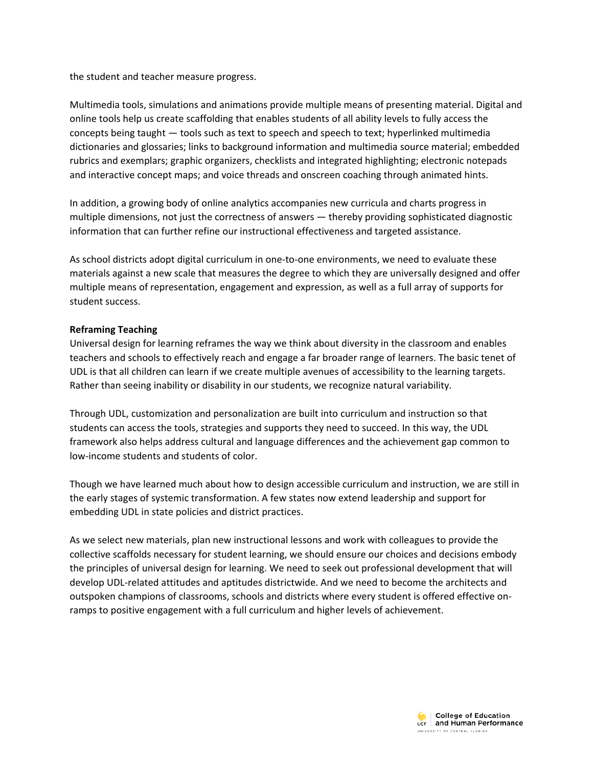the student and teacher measure progress.

Multimedia tools, simulations and animations provide multiple means of presenting material. Digital and online tools help us create scaffolding that enables students of all ability levels to fully access the concepts being taught — tools such as text to speech and speech to text; hyperlinked multimedia dictionaries and glossaries; links to background information and multimedia source material; embedded rubrics and exemplars; graphic organizers, checklists and integrated highlighting; electronic notepads and interactive concept maps; and voice threads and onscreen coaching through animated hints.

In addition, a growing body of online analytics accompanies new curricula and charts progress in multiple dimensions, not just the correctness of answers — thereby providing sophisticated diagnostic information that can further refine our instructional effectiveness and targeted assistance.

As school districts adopt digital curriculum in one-to-one environments, we need to evaluate these materials against a new scale that measures the degree to which they are universally designed and offer multiple means of representation, engagement and expression, as well as a full array of supports for student success.

**Reframing Teaching**

Universal design for learning reframes the way we think about diversity in the classroom and enables teachers and schools to effectively reach and engage a far broader range of learners. The basic tenet of UDL is that all children can learn if we create multiple avenues of accessibility to the learning targets. Rather than seeing inability or disability in our students, we recognize natural variability.

Through UDL, customization and personalization are built into curriculum and instruction so that students can access the tools, strategies and supports they need to succeed. In this way, the UDL framework also helps address cultural and language differences and the achievement gap common to low-income students and students of color.

Though we have learned much about how to design accessible curriculum and instruction, we are still in the early stages of systemic transformation. A few states now extend leadership and support for embedding UDL in state policies and district practices.

As we select new materials, plan new instructional lessons and work with colleagues to provide the collective scaffolds necessary for student learning, we should ensure our choices and decisions embody the principles of universal design for learning. We need to seek out professional development that will develop UDL-related attitudes and aptitudes districtwide. And we need to become the architects and outspoken champions of classrooms, schools and districts where every student is offered effective on-ramps to positive engagement with a full curriculum and higher levels of achievement.